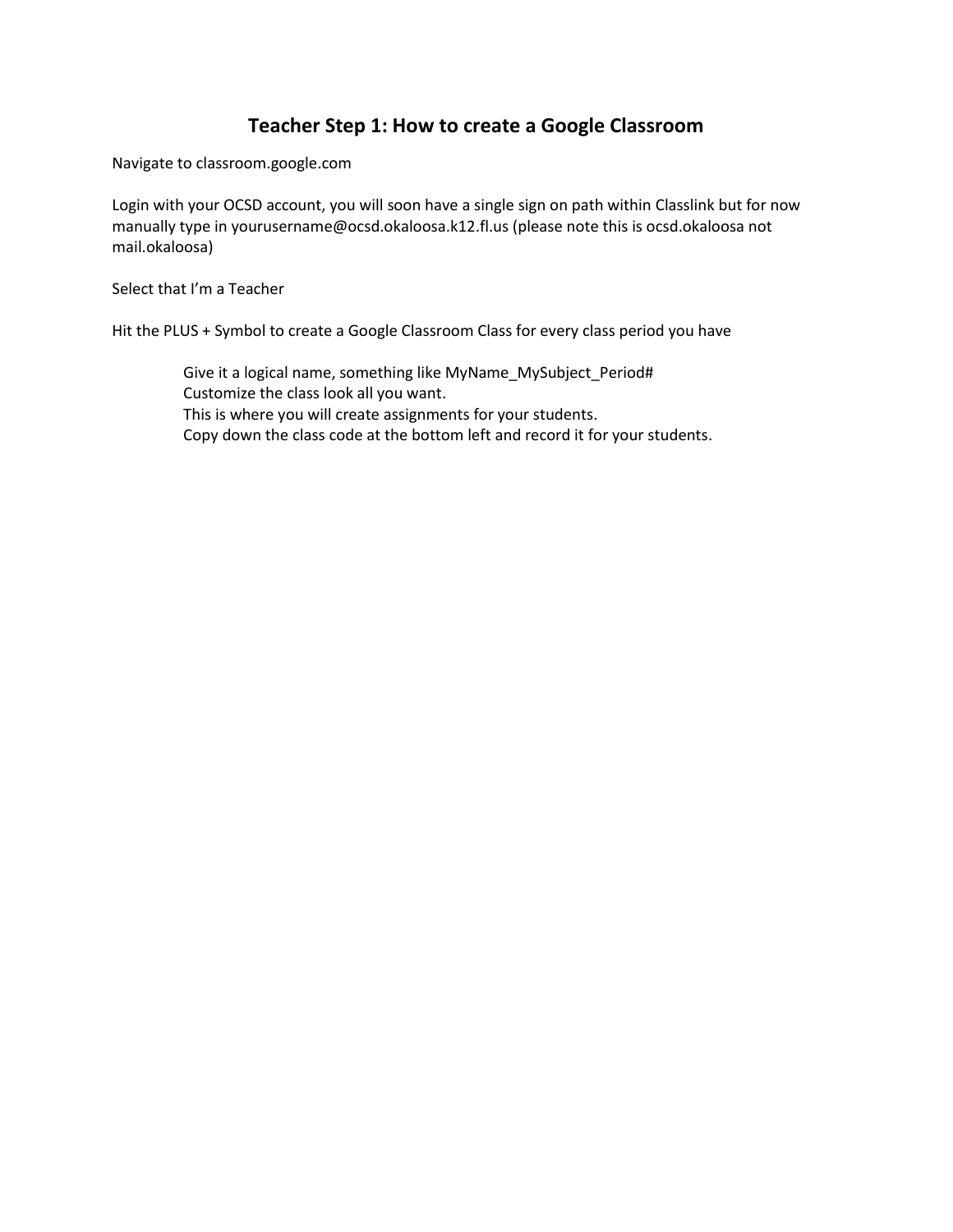# Teacher Step 1: How to create a Google Classroom

Navigate to classroom.google.com

Login with your OCSD account, you will soon have a single sign on path within Classlink but for now manually type in yourusername@ocsd.okaloosa.k12.fl.us (please note this is ocsd.okaloosa not mail.okaloosa)

Select that I'm a Teacher

Hit the PLUS + Symbol to create a Google Classroom Class for every class period you have

> Give it a logical name, something like MyName_MySubject_Period#
> Customize the class look all you want.
> This is where you will create assignments for your students.
> Copy down the class code at the bottom left and record it for your students.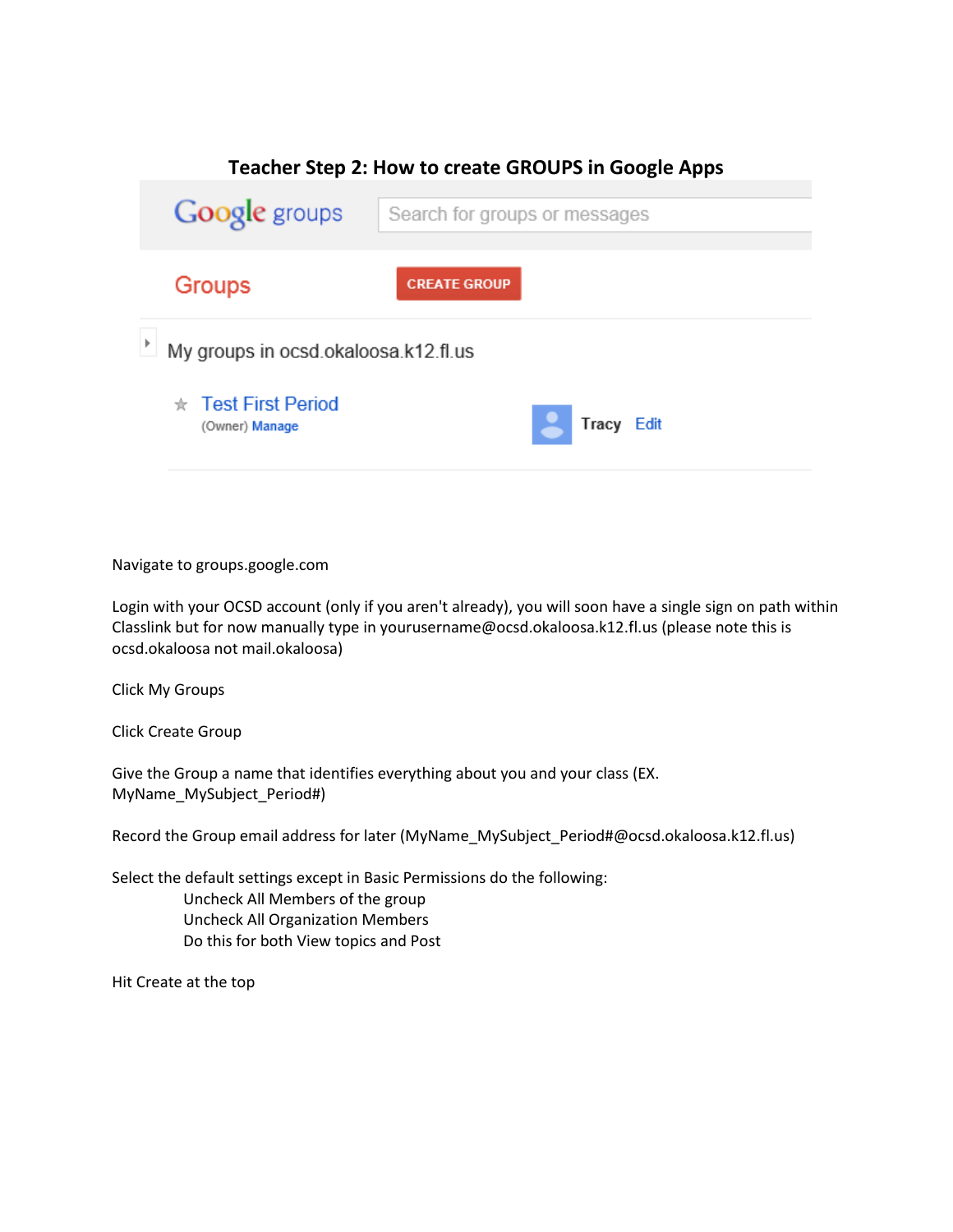# Teacher Step 2: How to create GROUPS in Google Apps

Navigate to groups.google.com

Login with your OCSD account (only if you aren't already), you will soon have a single sign on path within Classlink but for now manually type in yourusername@ocsd.okaloosa.k12.fl.us (please note this is ocsd.okaloosa not mail.okaloosa)

Click My Groups

Click Create Group

Give the Group a name that identifies everything about you and your class (EX. MyName_MySubject_Period#)

Record the Group email address for later (MyName_MySubject_Period#@ocsd.okaloosa.k12.fl.us)

Select the default settings except in Basic Permissions do the following:

- Uncheck All Members of the group
- Uncheck All Organization Members
- Do this for both View topics and Post

Hit Create at the top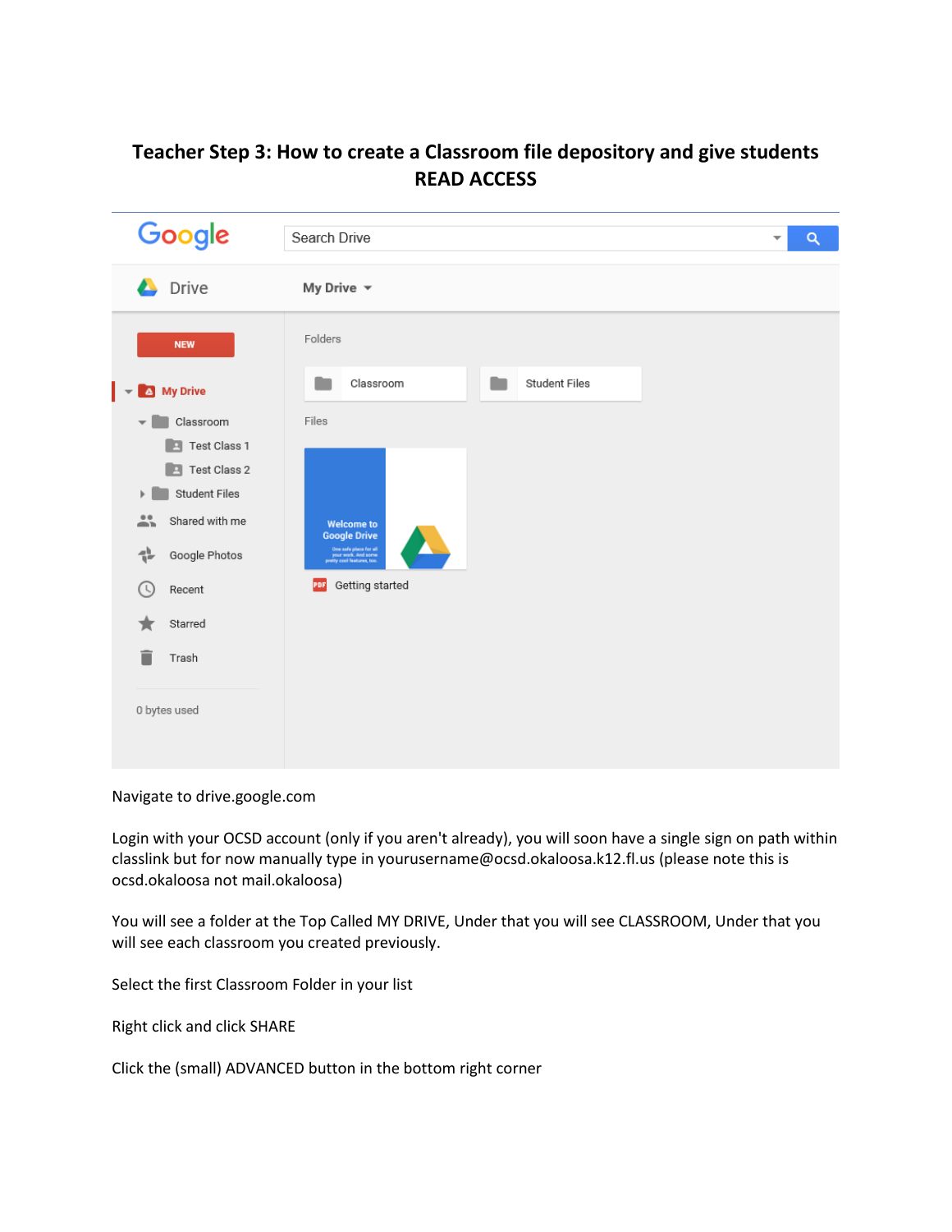# Teacher Step 3: How to create a Classroom file depository and give students READ ACCESS

Navigate to drive.google.com

Login with your OCSD account (only if you aren't already), you will soon have a single sign on path within classlink but for now manually type in yourusername@ocsd.okaloosa.k12.fl.us (please note this is ocsd.okaloosa not mail.okaloosa)

You will see a folder at the Top Called MY DRIVE, Under that you will see CLASSROOM, Under that you will see each classroom you created previously.

Select the first Classroom Folder in your list

Right click and click SHARE

Click the (small) ADVANCED button in the bottom right corner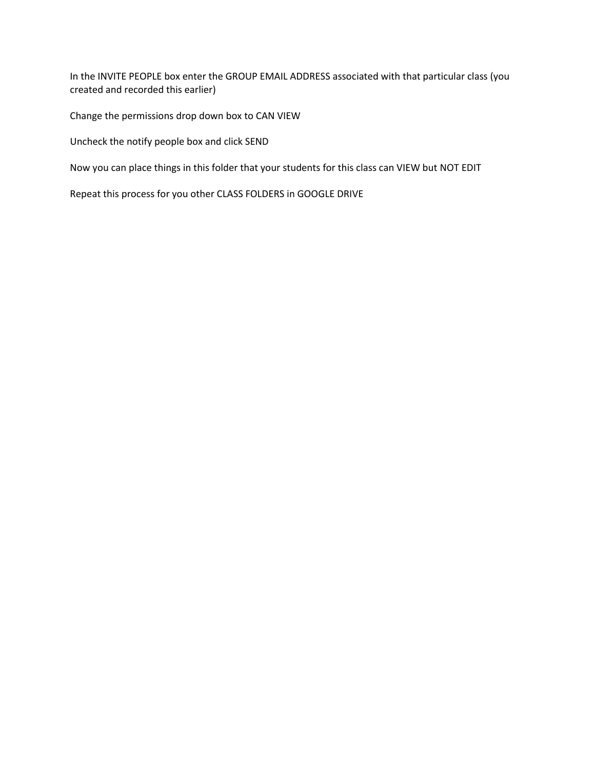In the INVITE PEOPLE box enter the GROUP EMAIL ADDRESS associated with that particular class (you created and recorded this earlier)

Change the permissions drop down box to CAN VIEW

Uncheck the notify people box and click SEND

Now you can place things in this folder that your students for this class can VIEW but NOT EDIT

Repeat this process for you other CLASS FOLDERS in GOOGLE DRIVE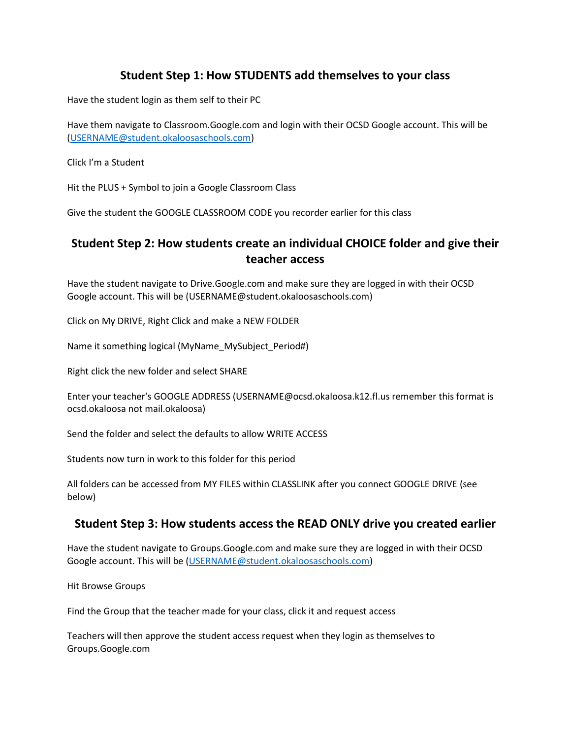## Student Step 1: How STUDENTS add themselves to your class

Have the student login as them self to their PC

Have them navigate to Classroom.Google.com and login with their OCSD Google account. This will be (USERNAME@student.okaloosaschools.com)

Click I'm a Student

Hit the PLUS + Symbol to join a Google Classroom Class

Give the student the GOOGLE CLASSROOM CODE you recorder earlier for this class

## Student Step 2: How students create an individual CHOICE folder and give their teacher access

Have the student navigate to Drive.Google.com and make sure they are logged in with their OCSD Google account. This will be (USERNAME@student.okaloosaschools.com)

Click on My DRIVE, Right Click and make a NEW FOLDER

Name it something logical (MyName_MySubject_Period#)

Right click the new folder and select SHARE

Enter your teacher's GOOGLE ADDRESS (USERNAME@ocsd.okaloosa.k12.fl.us remember this format is ocsd.okaloosa not mail.okaloosa)

Send the folder and select the defaults to allow WRITE ACCESS

Students now turn in work to this folder for this period

All folders can be accessed from MY FILES within CLASSLINK after you connect GOOGLE DRIVE (see below)

## Student Step 3: How students access the READ ONLY drive you created earlier

Have the student navigate to Groups.Google.com and make sure they are logged in with their OCSD Google account. This will be (USERNAME@student.okaloosaschools.com)

Hit Browse Groups

Find the Group that the teacher made for your class, click it and request access

Teachers will then approve the student access request when they login as themselves to Groups.Google.com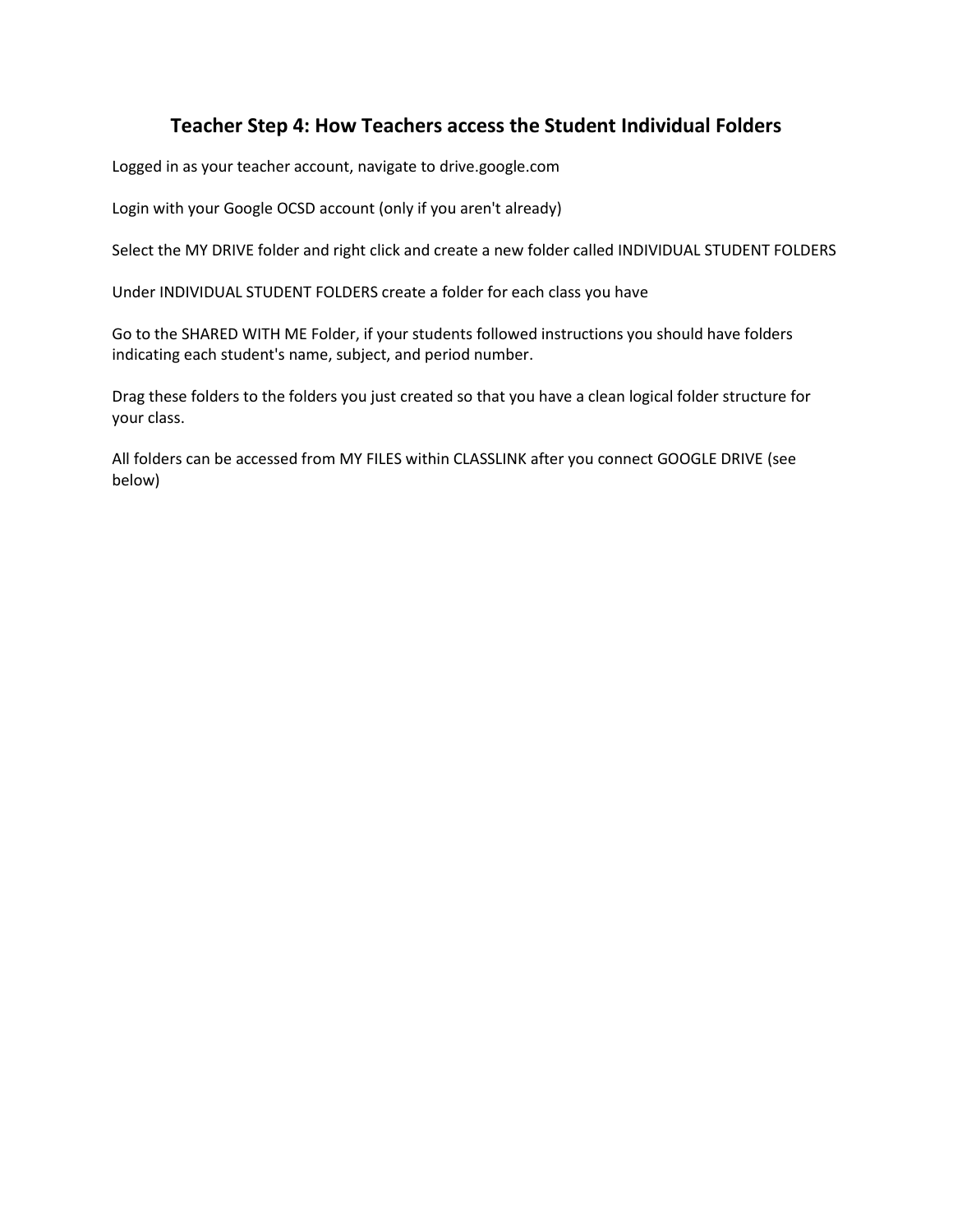## Teacher Step 4: How Teachers access the Student Individual Folders

Logged in as your teacher account, navigate to drive.google.com

Login with your Google OCSD account (only if you aren't already)

Select the MY DRIVE folder and right click and create a new folder called INDIVIDUAL STUDENT FOLDERS

Under INDIVIDUAL STUDENT FOLDERS create a folder for each class you have

Go to the SHARED WITH ME Folder, if your students followed instructions you should have folders indicating each student's name, subject, and period number.

Drag these folders to the folders you just created so that you have a clean logical folder structure for your class.

All folders can be accessed from MY FILES within CLASSLINK after you connect GOOGLE DRIVE (see below)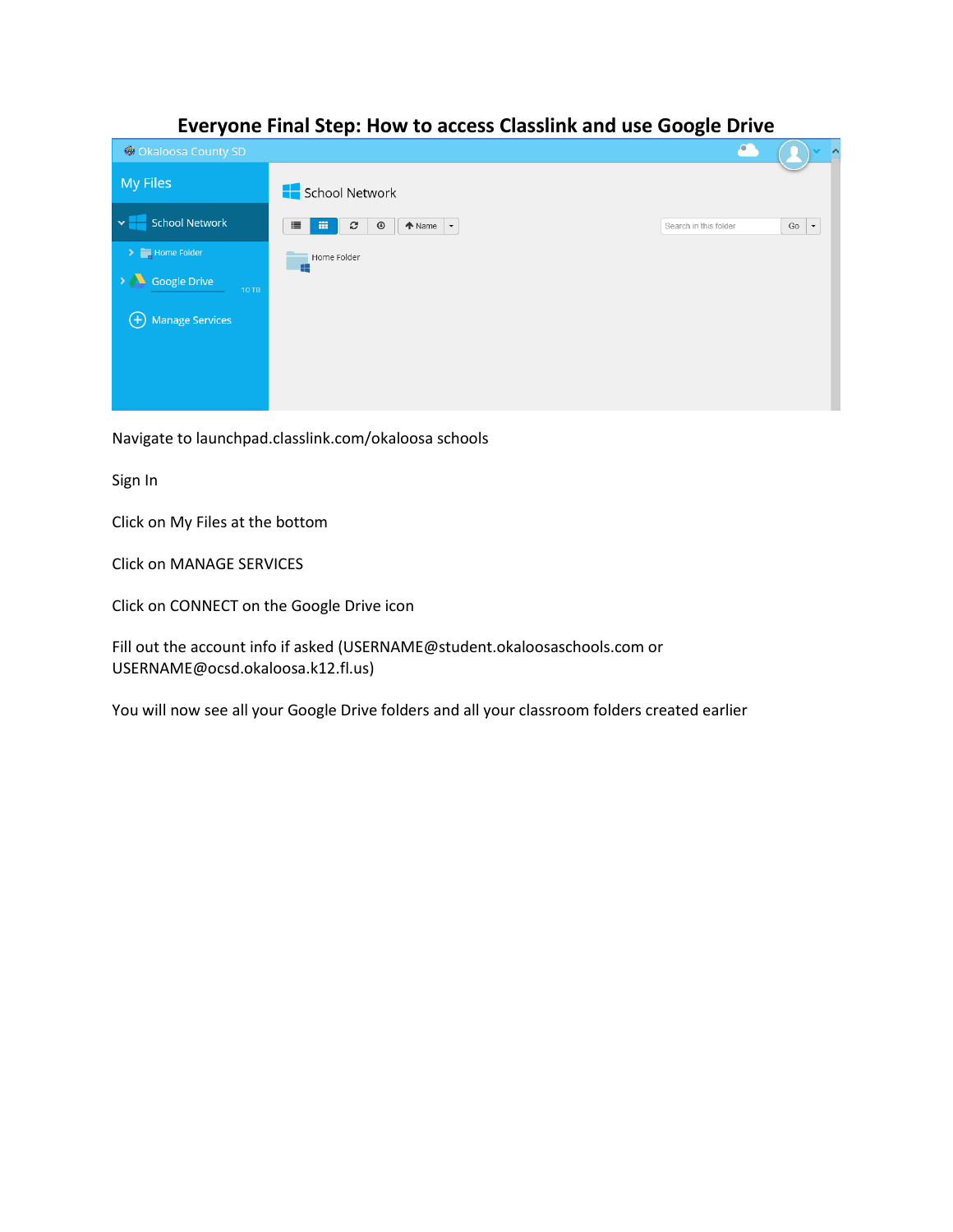# Everyone Final Step: How to access Classlink and use Google Drive

Navigate to launchpad.classlink.com/okaloosa schools

Sign In

Click on My Files at the bottom

Click on MANAGE SERVICES

Click on CONNECT on the Google Drive icon

Fill out the account info if asked (USERNAME@student.okaloosaschools.com or USERNAME@ocsd.okaloosa.k12.fl.us)

You will now see all your Google Drive folders and all your classroom folders created earlier